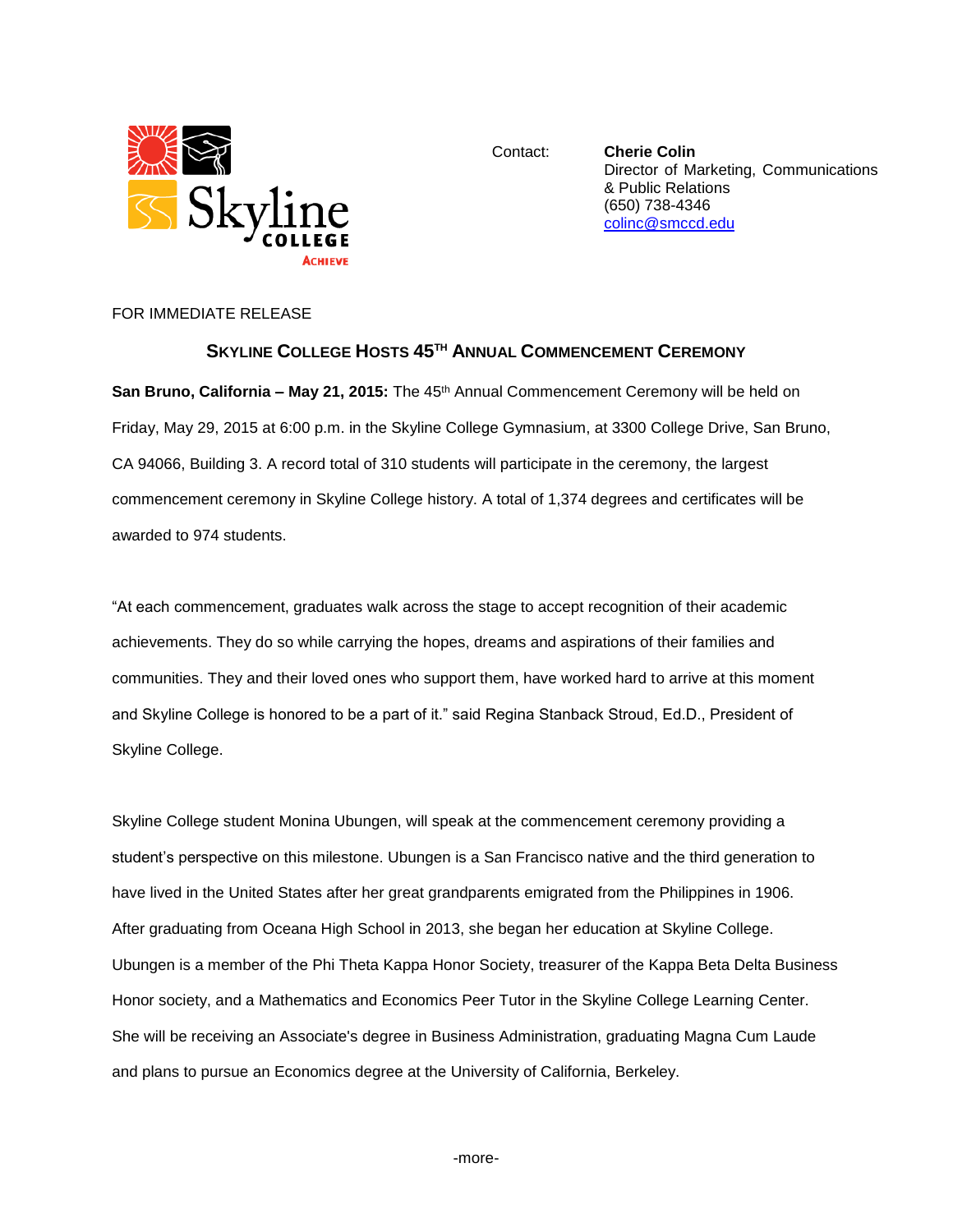Contact: **Cherie Colin**
Director of Marketing, Communications & Public Relations
(650) 738-4346
colinc@smccd.edu

FOR IMMEDIATE RELEASE

## SKYLINE COLLEGE HOSTS 45TH ANNUAL COMMENCEMENT CEREMONY

**San Bruno, California – May 21, 2015:** The 45th Annual Commencement Ceremony will be held on Friday, May 29, 2015 at 6:00 p.m. in the Skyline College Gymnasium, at 3300 College Drive, San Bruno, CA 94066, Building 3. A record total of 310 students will participate in the ceremony, the largest commencement ceremony in Skyline College history. A total of 1,374 degrees and certificates will be awarded to 974 students.

"At each commencement, graduates walk across the stage to accept recognition of their academic achievements. They do so while carrying the hopes, dreams and aspirations of their families and communities. They and their loved ones who support them, have worked hard to arrive at this moment and Skyline College is honored to be a part of it." said Regina Stanback Stroud, Ed.D., President of Skyline College.

Skyline College student Monina Ubungen, will speak at the commencement ceremony providing a student's perspective on this milestone. Ubungen is a San Francisco native and the third generation to have lived in the United States after her great grandparents emigrated from the Philippines in 1906. After graduating from Oceana High School in 2013, she began her education at Skyline College. Ubungen is a member of the Phi Theta Kappa Honor Society, treasurer of the Kappa Beta Delta Business Honor society, and a Mathematics and Economics Peer Tutor in the Skyline College Learning Center. She will be receiving an Associate's degree in Business Administration, graduating Magna Cum Laude and plans to pursue an Economics degree at the University of California, Berkeley.

-more-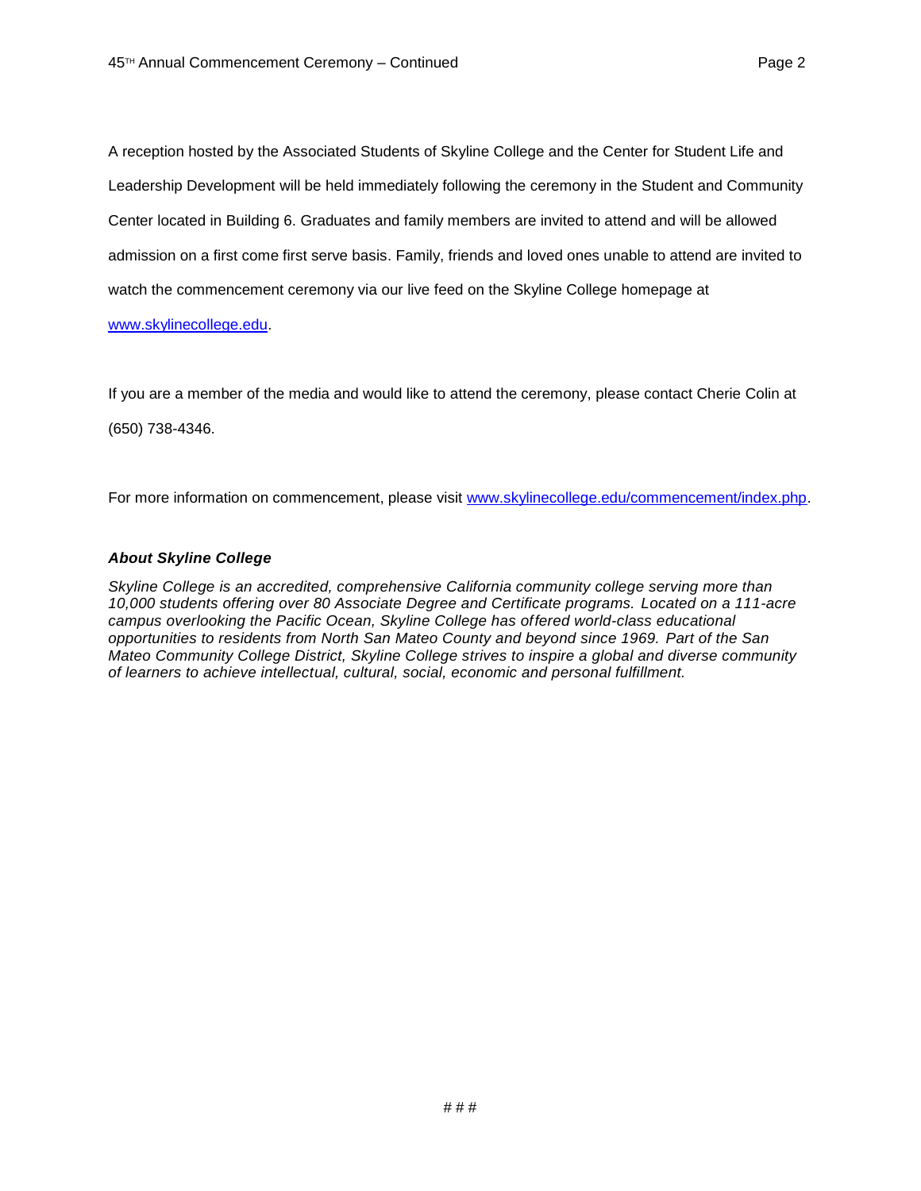A reception hosted by the Associated Students of Skyline College and the Center for Student Life and Leadership Development will be held immediately following the ceremony in the Student and Community Center located in Building 6. Graduates and family members are invited to attend and will be allowed admission on a first come first serve basis. Family, friends and loved ones unable to attend are invited to watch the commencement ceremony via our live feed on the Skyline College homepage at www.skylinecollege.edu.

If you are a member of the media and would like to attend the ceremony, please contact Cherie Colin at (650) 738-4346.

For more information on commencement, please visit www.skylinecollege.edu/commencement/index.php.

***About Skyline College***

*Skyline College is an accredited, comprehensive California community college serving more than 10,000 students offering over 80 Associate Degree and Certificate programs. Located on a 111-acre campus overlooking the Pacific Ocean, Skyline College has offered world-class educational opportunities to residents from North San Mateo County and beyond since 1969. Part of the San Mateo Community College District, Skyline College strives to inspire a global and diverse community of learners to achieve intellectual, cultural, social, economic and personal fulfillment.*

# # #